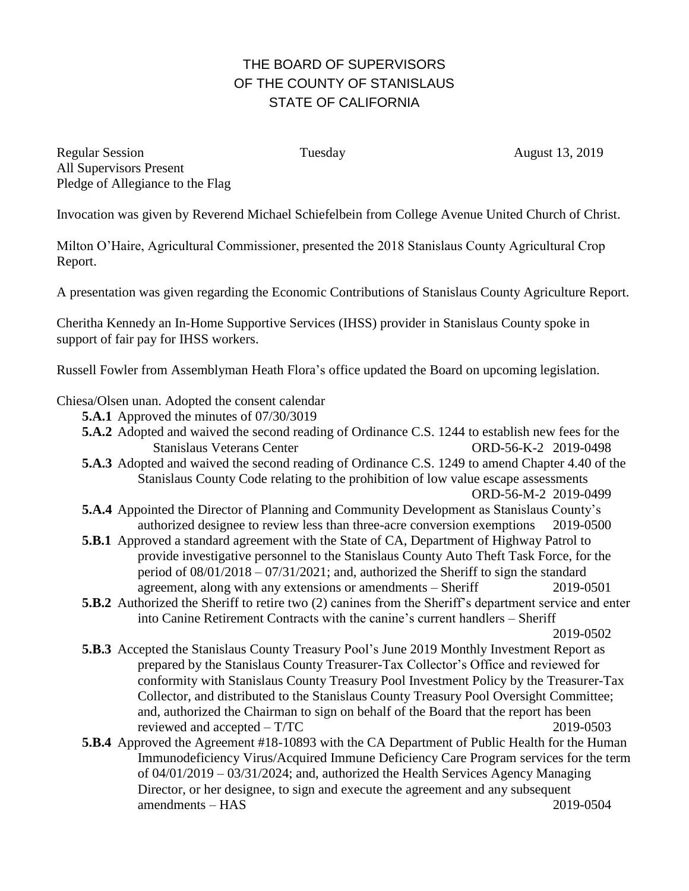# THE BOARD OF SUPERVISORS
# OF THE COUNTY OF STANISLAUS
# STATE OF CALIFORNIA

Regular Session　　　　　　　　Tuesday　　　　　　　　August 13, 2019
All Supervisors Present
Pledge of Allegiance to the Flag

Invocation was given by Reverend Michael Schiefelbein from College Avenue United Church of Christ.

Milton O'Haire, Agricultural Commissioner, presented the 2018 Stanislaus County Agricultural Crop Report.

A presentation was given regarding the Economic Contributions of Stanislaus County Agriculture Report.

Cheritha Kennedy an In-Home Supportive Services (IHSS) provider in Stanislaus County spoke in support of fair pay for IHSS workers.

Russell Fowler from Assemblyman Heath Flora's office updated the Board on upcoming legislation.

Chiesa/Olsen unan. Adopted the consent calendar

- **5.A.1** Approved the minutes of 07/30/3019
- **5.A.2** Adopted and waived the second reading of Ordinance C.S. 1244 to establish new fees for the Stanislaus Veterans Center　ORD-56-K-2　2019-0498
- **5.A.3** Adopted and waived the second reading of Ordinance C.S. 1249 to amend Chapter 4.40 of the Stanislaus County Code relating to the prohibition of low value escape assessments　ORD-56-M-2　2019-0499
- **5.A.4** Appointed the Director of Planning and Community Development as Stanislaus County's authorized designee to review less than three-acre conversion exemptions　2019-0500
- **5.B.1** Approved a standard agreement with the State of CA, Department of Highway Patrol to provide investigative personnel to the Stanislaus County Auto Theft Task Force, for the period of 08/01/2018 – 07/31/2021; and, authorized the Sheriff to sign the standard agreement, along with any extensions or amendments – Sheriff　2019-0501
- **5.B.2** Authorized the Sheriff to retire two (2) canines from the Sheriff's department service and enter into Canine Retirement Contracts with the canine's current handlers – Sheriff　2019-0502
- **5.B.3** Accepted the Stanislaus County Treasury Pool's June 2019 Monthly Investment Report as prepared by the Stanislaus County Treasurer-Tax Collector's Office and reviewed for conformity with Stanislaus County Treasury Pool Investment Policy by the Treasurer-Tax Collector, and distributed to the Stanislaus County Treasury Pool Oversight Committee; and, authorized the Chairman to sign on behalf of the Board that the report has been reviewed and accepted – T/TC　2019-0503
- **5.B.4** Approved the Agreement #18-10893 with the CA Department of Public Health for the Human Immunodeficiency Virus/Acquired Immune Deficiency Care Program services for the term of 04/01/2019 – 03/31/2024; and, authorized the Health Services Agency Managing Director, or her designee, to sign and execute the agreement and any subsequent amendments – HAS　2019-0504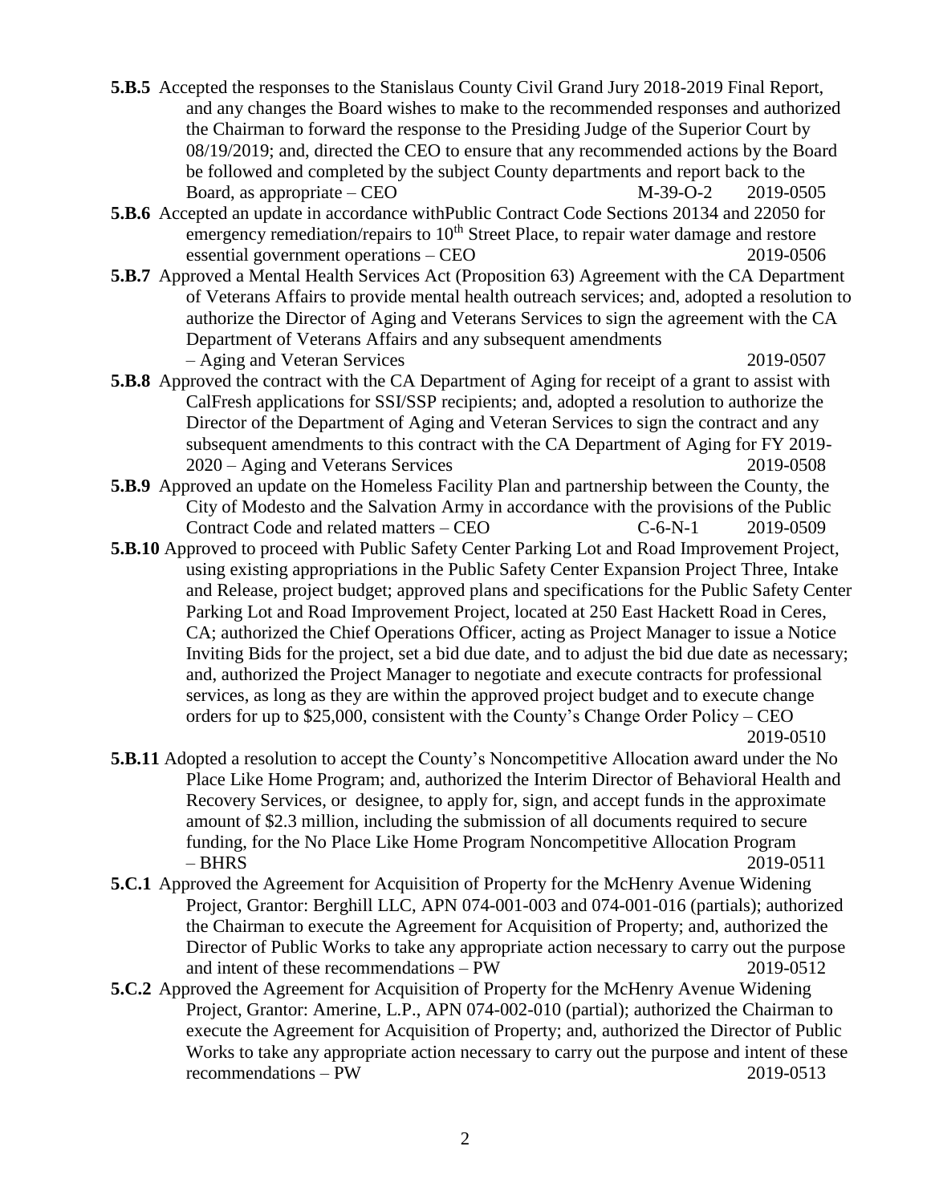**5.B.5** Accepted the responses to the Stanislaus County Civil Grand Jury 2018-2019 Final Report, and any changes the Board wishes to make to the recommended responses and authorized the Chairman to forward the response to the Presiding Judge of the Superior Court by 08/19/2019; and, directed the CEO to ensure that any recommended actions by the Board be followed and completed by the subject County departments and report back to the Board, as appropriate – CEO M-39-O-2 2019-0505

**5.B.6** Accepted an update in accordance withPublic Contract Code Sections 20134 and 22050 for emergency remediation/repairs to 10th Street Place, to repair water damage and restore essential government operations – CEO 2019-0506

**5.B.7** Approved a Mental Health Services Act (Proposition 63) Agreement with the CA Department of Veterans Affairs to provide mental health outreach services; and, adopted a resolution to authorize the Director of Aging and Veterans Services to sign the agreement with the CA Department of Veterans Affairs and any subsequent amendments – Aging and Veteran Services 2019-0507

**5.B.8** Approved the contract with the CA Department of Aging for receipt of a grant to assist with CalFresh applications for SSI/SSP recipients; and, adopted a resolution to authorize the Director of the Department of Aging and Veteran Services to sign the contract and any subsequent amendments to this contract with the CA Department of Aging for FY 2019-2020 – Aging and Veterans Services 2019-0508

**5.B.9** Approved an update on the Homeless Facility Plan and partnership between the County, the City of Modesto and the Salvation Army in accordance with the provisions of the Public Contract Code and related matters – CEO C-6-N-1 2019-0509

**5.B.10** Approved to proceed with Public Safety Center Parking Lot and Road Improvement Project, using existing appropriations in the Public Safety Center Expansion Project Three, Intake and Release, project budget; approved plans and specifications for the Public Safety Center Parking Lot and Road Improvement Project, located at 250 East Hackett Road in Ceres, CA; authorized the Chief Operations Officer, acting as Project Manager to issue a Notice Inviting Bids for the project, set a bid due date, and to adjust the bid due date as necessary; and, authorized the Project Manager to negotiate and execute contracts for professional services, as long as they are within the approved project budget and to execute change orders for up to $25,000, consistent with the County's Change Order Policy – CEO 2019-0510

**5.B.11** Adopted a resolution to accept the County's Noncompetitive Allocation award under the No Place Like Home Program; and, authorized the Interim Director of Behavioral Health and Recovery Services, or designee, to apply for, sign, and accept funds in the approximate amount of $2.3 million, including the submission of all documents required to secure funding, for the No Place Like Home Program Noncompetitive Allocation Program – BHRS 2019-0511

**5.C.1** Approved the Agreement for Acquisition of Property for the McHenry Avenue Widening Project, Grantor: Berghill LLC, APN 074-001-003 and 074-001-016 (partials); authorized the Chairman to execute the Agreement for Acquisition of Property; and, authorized the Director of Public Works to take any appropriate action necessary to carry out the purpose and intent of these recommendations – PW 2019-0512

**5.C.2** Approved the Agreement for Acquisition of Property for the McHenry Avenue Widening Project, Grantor: Amerine, L.P., APN 074-002-010 (partial); authorized the Chairman to execute the Agreement for Acquisition of Property; and, authorized the Director of Public Works to take any appropriate action necessary to carry out the purpose and intent of these recommendations – PW 2019-0513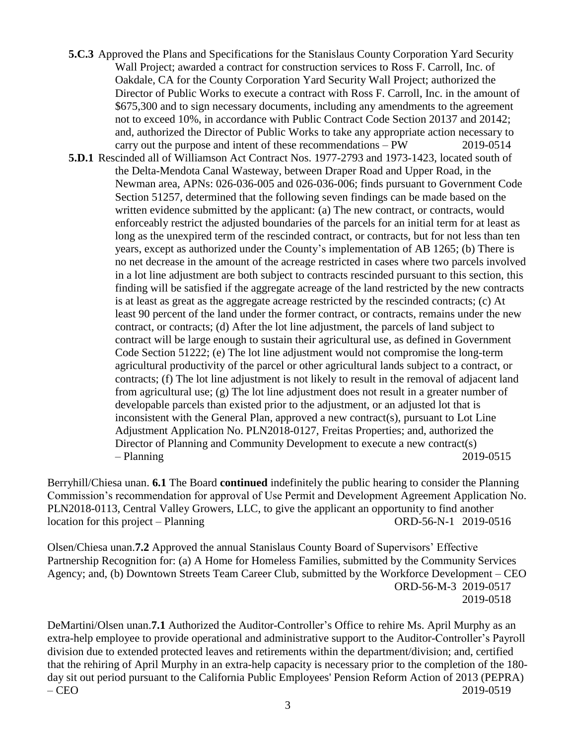**5.C.3** Approved the Plans and Specifications for the Stanislaus County Corporation Yard Security Wall Project; awarded a contract for construction services to Ross F. Carroll, Inc. of Oakdale, CA for the County Corporation Yard Security Wall Project; authorized the Director of Public Works to execute a contract with Ross F. Carroll, Inc. in the amount of $675,300 and to sign necessary documents, including any amendments to the agreement not to exceed 10%, in accordance with Public Contract Code Section 20137 and 20142; and, authorized the Director of Public Works to take any appropriate action necessary to carry out the purpose and intent of these recommendations – PW 2019-0514

**5.D.1** Rescinded all of Williamson Act Contract Nos. 1977-2793 and 1973-1423, located south of the Delta-Mendota Canal Wasteway, between Draper Road and Upper Road, in the Newman area, APNs: 026-036-005 and 026-036-006; finds pursuant to Government Code Section 51257, determined that the following seven findings can be made based on the written evidence submitted by the applicant: (a) The new contract, or contracts, would enforceably restrict the adjusted boundaries of the parcels for an initial term for at least as long as the unexpired term of the rescinded contract, or contracts, but for not less than ten years, except as authorized under the County's implementation of AB 1265; (b) There is no net decrease in the amount of the acreage restricted in cases where two parcels involved in a lot line adjustment are both subject to contracts rescinded pursuant to this section, this finding will be satisfied if the aggregate acreage of the land restricted by the new contracts is at least as great as the aggregate acreage restricted by the rescinded contracts; (c) At least 90 percent of the land under the former contract, or contracts, remains under the new contract, or contracts; (d) After the lot line adjustment, the parcels of land subject to contract will be large enough to sustain their agricultural use, as defined in Government Code Section 51222; (e) The lot line adjustment would not compromise the long-term agricultural productivity of the parcel or other agricultural lands subject to a contract, or contracts; (f) The lot line adjustment is not likely to result in the removal of adjacent land from agricultural use; (g) The lot line adjustment does not result in a greater number of developable parcels than existed prior to the adjustment, or an adjusted lot that is inconsistent with the General Plan, approved a new contract(s), pursuant to Lot Line Adjustment Application No. PLN2018-0127, Freitas Properties; and, authorized the Director of Planning and Community Development to execute a new contract(s) – Planning 2019-0515

Berryhill/Chiesa unan. **6.1** The Board **continued** indefinitely the public hearing to consider the Planning Commission's recommendation for approval of Use Permit and Development Agreement Application No. PLN2018-0113, Central Valley Growers, LLC, to give the applicant an opportunity to find another location for this project – Planning ORD-56-N-1 2019-0516

Olsen/Chiesa unan.**7.2** Approved the annual Stanislaus County Board of Supervisors' Effective Partnership Recognition for: (a) A Home for Homeless Families, submitted by the Community Services Agency; and, (b) Downtown Streets Team Career Club, submitted by the Workforce Development – CEO ORD-56-M-3 2019-0517
2019-0518

DeMartini/Olsen unan.**7.1** Authorized the Auditor-Controller's Office to rehire Ms. April Murphy as an extra-help employee to provide operational and administrative support to the Auditor-Controller's Payroll division due to extended protected leaves and retirements within the department/division; and, certified that the rehiring of April Murphy in an extra-help capacity is necessary prior to the completion of the 180-day sit out period pursuant to the California Public Employees' Pension Reform Action of 2013 (PEPRA) – CEO 2019-0519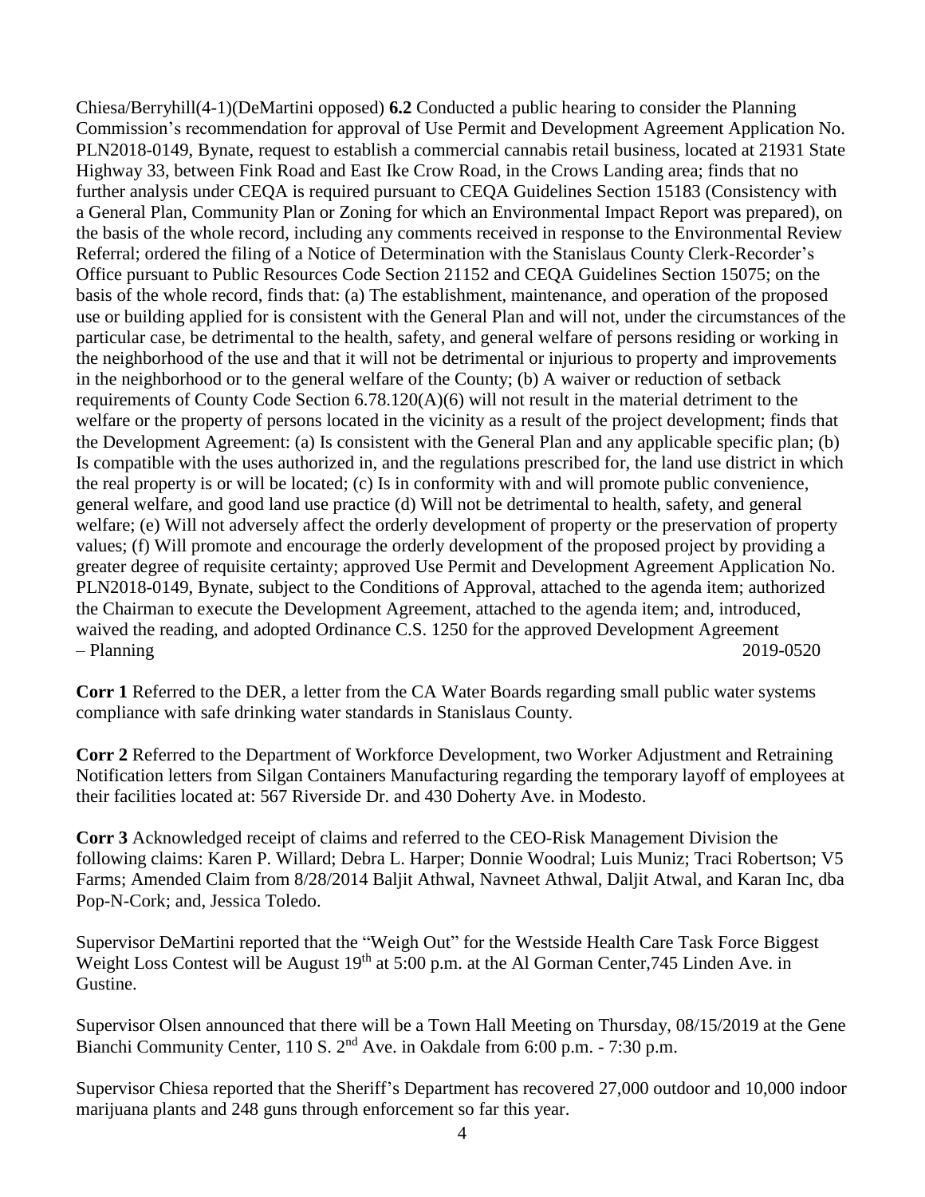Chiesa/Berryhill(4-1)(DeMartini opposed) **6.2** Conducted a public hearing to consider the Planning Commission's recommendation for approval of Use Permit and Development Agreement Application No. PLN2018-0149, Bynate, request to establish a commercial cannabis retail business, located at 21931 State Highway 33, between Fink Road and East Ike Crow Road, in the Crows Landing area; finds that no further analysis under CEQA is required pursuant to CEQA Guidelines Section 15183 (Consistency with a General Plan, Community Plan or Zoning for which an Environmental Impact Report was prepared), on the basis of the whole record, including any comments received in response to the Environmental Review Referral; ordered the filing of a Notice of Determination with the Stanislaus County Clerk-Recorder's Office pursuant to Public Resources Code Section 21152 and CEQA Guidelines Section 15075; on the basis of the whole record, finds that: (a) The establishment, maintenance, and operation of the proposed use or building applied for is consistent with the General Plan and will not, under the circumstances of the particular case, be detrimental to the health, safety, and general welfare of persons residing or working in the neighborhood of the use and that it will not be detrimental or injurious to property and improvements in the neighborhood or to the general welfare of the County; (b) A waiver or reduction of setback requirements of County Code Section 6.78.120(A)(6) will not result in the material detriment to the welfare or the property of persons located in the vicinity as a result of the project development; finds that the Development Agreement: (a) Is consistent with the General Plan and any applicable specific plan; (b) Is compatible with the uses authorized in, and the regulations prescribed for, the land use district in which the real property is or will be located; (c) Is in conformity with and will promote public convenience, general welfare, and good land use practice (d) Will not be detrimental to health, safety, and general welfare; (e) Will not adversely affect the orderly development of property or the preservation of property values; (f) Will promote and encourage the orderly development of the proposed project by providing a greater degree of requisite certainty; approved Use Permit and Development Agreement Application No. PLN2018-0149, Bynate, subject to the Conditions of Approval, attached to the agenda item; authorized the Chairman to execute the Development Agreement, attached to the agenda item; and, introduced, waived the reading, and adopted Ordinance C.S. 1250 for the approved Development Agreement – Planning 2019-0520

**Corr 1** Referred to the DER, a letter from the CA Water Boards regarding small public water systems compliance with safe drinking water standards in Stanislaus County.

**Corr 2** Referred to the Department of Workforce Development, two Worker Adjustment and Retraining Notification letters from Silgan Containers Manufacturing regarding the temporary layoff of employees at their facilities located at: 567 Riverside Dr. and 430 Doherty Ave. in Modesto.

**Corr 3** Acknowledged receipt of claims and referred to the CEO-Risk Management Division the following claims: Karen P. Willard; Debra L. Harper; Donnie Woodral; Luis Muniz; Traci Robertson; V5 Farms; Amended Claim from 8/28/2014 Baljit Athwal, Navneet Athwal, Daljit Atwal, and Karan Inc, dba Pop-N-Cork; and, Jessica Toledo.

Supervisor DeMartini reported that the "Weigh Out" for the Westside Health Care Task Force Biggest Weight Loss Contest will be August 19th at 5:00 p.m. at the Al Gorman Center,745 Linden Ave. in Gustine.

Supervisor Olsen announced that there will be a Town Hall Meeting on Thursday, 08/15/2019 at the Gene Bianchi Community Center, 110 S. 2nd Ave. in Oakdale from 6:00 p.m. - 7:30 p.m.

Supervisor Chiesa reported that the Sheriff's Department has recovered 27,000 outdoor and 10,000 indoor marijuana plants and 248 guns through enforcement so far this year.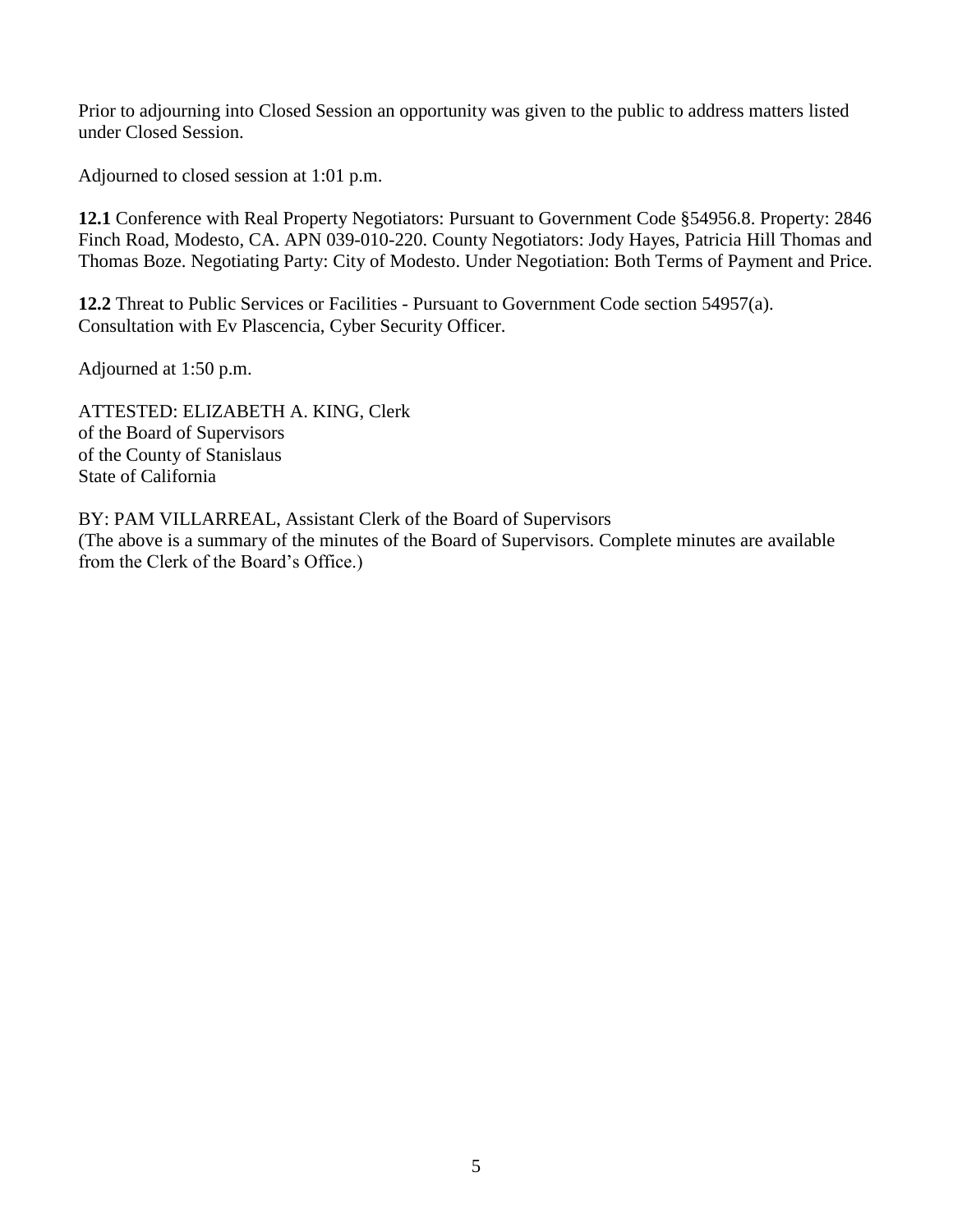Prior to adjourning into Closed Session an opportunity was given to the public to address matters listed under Closed Session.

Adjourned to closed session at 1:01 p.m.

**12.1** Conference with Real Property Negotiators: Pursuant to Government Code §54956.8. Property: 2846 Finch Road, Modesto, CA. APN 039-010-220. County Negotiators: Jody Hayes, Patricia Hill Thomas and Thomas Boze. Negotiating Party: City of Modesto. Under Negotiation: Both Terms of Payment and Price.

**12.2** Threat to Public Services or Facilities - Pursuant to Government Code section 54957(a). Consultation with Ev Plascencia, Cyber Security Officer.

Adjourned at 1:50 p.m.

ATTESTED: ELIZABETH A. KING, Clerk
of the Board of Supervisors
of the County of Stanislaus
State of California

BY: PAM VILLARREAL, Assistant Clerk of the Board of Supervisors
(The above is a summary of the minutes of the Board of Supervisors. Complete minutes are available from the Clerk of the Board's Office.)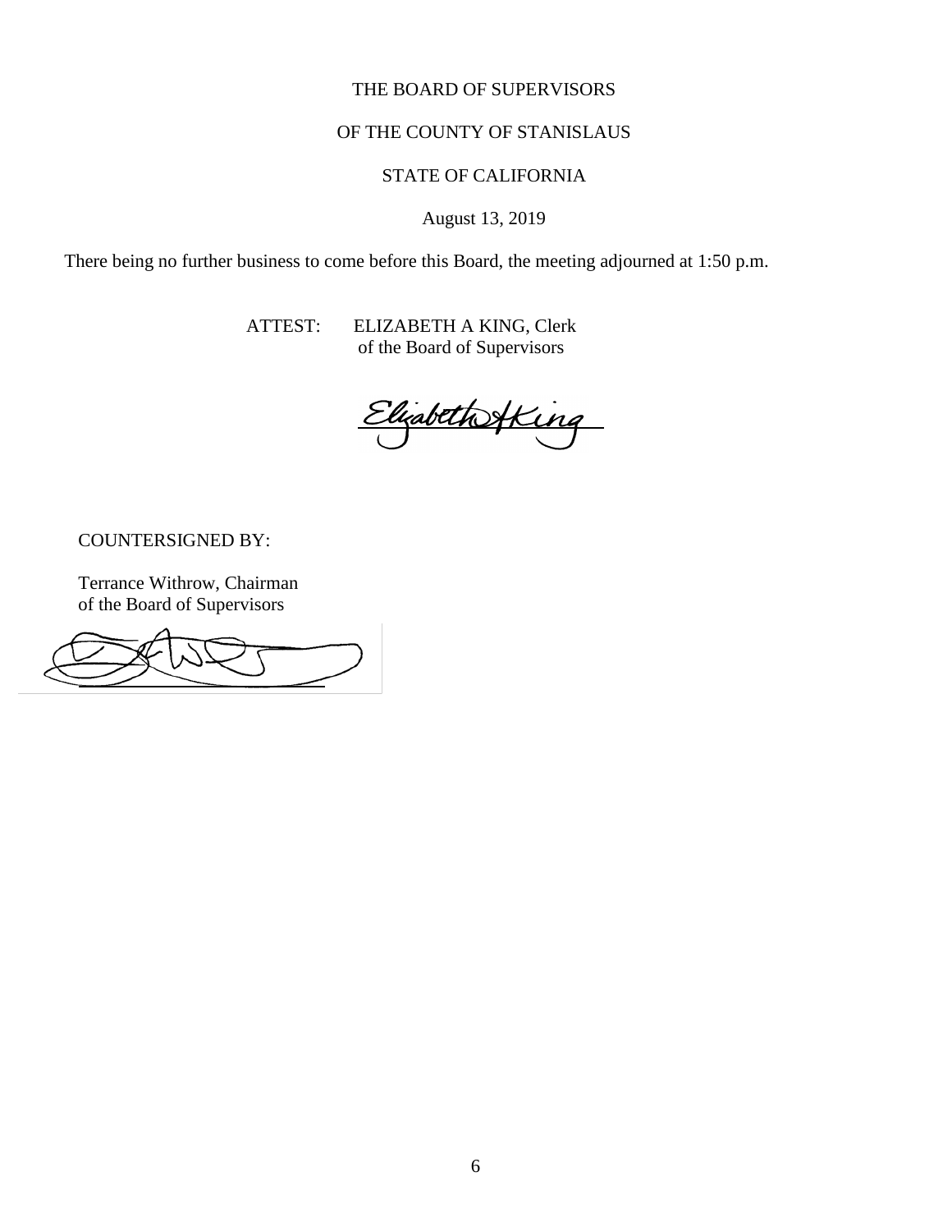THE BOARD OF SUPERVISORS

OF THE COUNTY OF STANISLAUS

STATE OF CALIFORNIA

August 13, 2019

There being no further business to come before this Board, the meeting adjourned at 1:50 p.m.

ATTEST: ELIZABETH A KING, Clerk
of the Board of Supervisors

COUNTERSIGNED BY:

Terrance Withrow, Chairman
of the Board of Supervisors